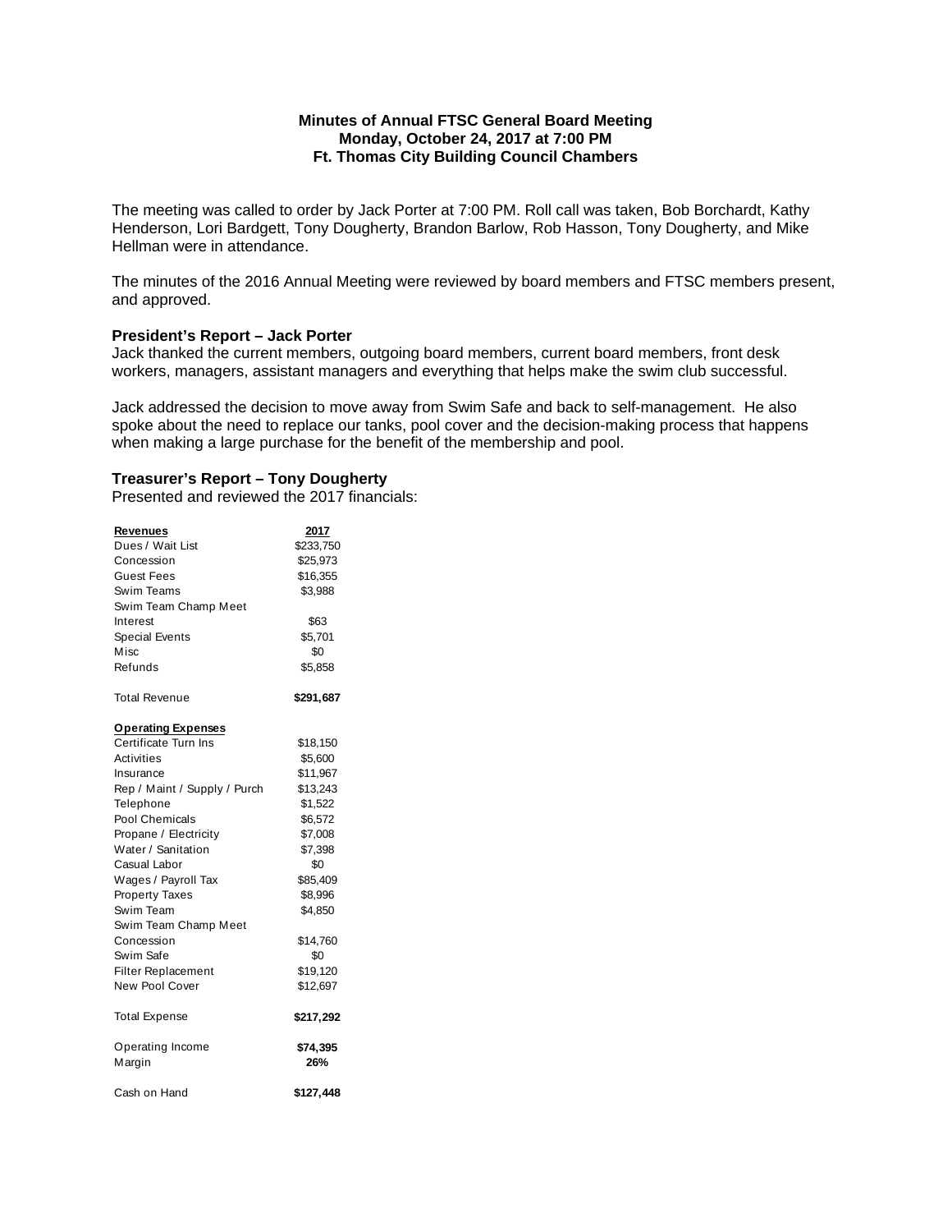**Minutes of Annual FTSC General Board Meeting**
**Monday, October 24, 2017 at 7:00 PM**
**Ft. Thomas City Building Council Chambers**

The meeting was called to order by Jack Porter at 7:00 PM. Roll call was taken, Bob Borchardt, Kathy Henderson, Lori Bardgett, Tony Dougherty, Brandon Barlow, Rob Hasson, Tony Dougherty, and Mike Hellman were in attendance.

The minutes of the 2016 Annual Meeting were reviewed by board members and FTSC members present, and approved.

**President's Report – Jack Porter**

Jack thanked the current members, outgoing board members, current board members, front desk workers, managers, assistant managers and everything that helps make the swim club successful.

Jack addressed the decision to move away from Swim Safe and back to self-management. He also spoke about the need to replace our tanks, pool cover and the decision-making process that happens when making a large purchase for the benefit of the membership and pool.

**Treasurer's Report – Tony Dougherty**

Presented and reviewed the 2017 financials:

| **Revenues** | **2017** |
|---|---|
| Dues / Wait List | $233,750 |
| Concession | $25,973 |
| Guest Fees | $16,355 |
| Swim Teams | $3,988 |
| Swim Team Champ Meet | |
| Interest | $63 |
| Special Events | $5,701 |
| Misc | $0 |
| Refunds | $5,858 |
| | |
| Total Revenue | **$291,687** |
| | |
| **Operating Expenses** | |
| Certificate Turn Ins | $18,150 |
| Activities | $5,600 |
| Insurance | $11,967 |
| Rep / Maint / Supply / Purch | $13,243 |
| Telephone | $1,522 |
| Pool Chemicals | $6,572 |
| Propane / Electricity | $7,008 |
| Water / Sanitation | $7,398 |
| Casual Labor | $0 |
| Wages / Payroll Tax | $85,409 |
| Property Taxes | $8,996 |
| Swim Team | $4,850 |
| Swim Team Champ Meet | |
| Concession | $14,760 |
| Swim Safe | $0 |
| Filter Replacement | $19,120 |
| New Pool Cover | $12,697 |
| | |
| Total Expense | **$217,292** |
| | |
| Operating Income | **$74,395** |
| Margin | **26%** |
| | |
| Cash on Hand | **$127,448** |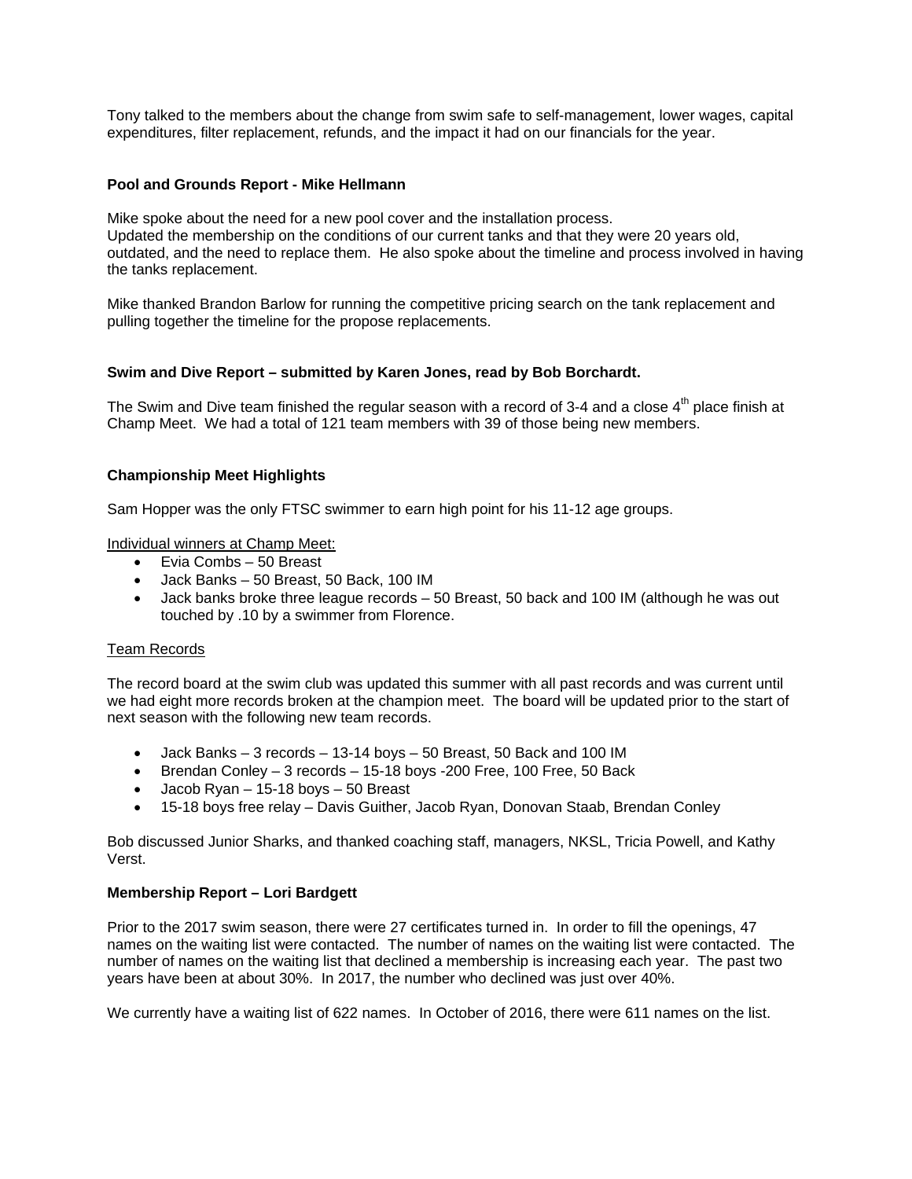Tony talked to the members about the change from swim safe to self-management, lower wages, capital expenditures, filter replacement, refunds, and the impact it had on our financials for the year.

**Pool and Grounds Report - Mike Hellmann**

Mike spoke about the need for a new pool cover and the installation process.
Updated the membership on the conditions of our current tanks and that they were 20 years old, outdated, and the need to replace them. He also spoke about the timeline and process involved in having the tanks replacement.

Mike thanked Brandon Barlow for running the competitive pricing search on the tank replacement and pulling together the timeline for the propose replacements.

**Swim and Dive Report – submitted by Karen Jones, read by Bob Borchardt.**

The Swim and Dive team finished the regular season with a record of 3-4 and a close 4th place finish at Champ Meet. We had a total of 121 team members with 39 of those being new members.

**Championship Meet Highlights**

Sam Hopper was the only FTSC swimmer to earn high point for his 11-12 age groups.

Individual winners at Champ Meet:

- Evia Combs – 50 Breast
- Jack Banks – 50 Breast, 50 Back, 100 IM
- Jack banks broke three league records – 50 Breast, 50 back and 100 IM (although he was out touched by .10 by a swimmer from Florence.

Team Records

The record board at the swim club was updated this summer with all past records and was current until we had eight more records broken at the champion meet. The board will be updated prior to the start of next season with the following new team records.

- Jack Banks – 3 records – 13-14 boys – 50 Breast, 50 Back and 100 IM
- Brendan Conley – 3 records – 15-18 boys -200 Free, 100 Free, 50 Back
- Jacob Ryan – 15-18 boys – 50 Breast
- 15-18 boys free relay – Davis Guither, Jacob Ryan, Donovan Staab, Brendan Conley

Bob discussed Junior Sharks, and thanked coaching staff, managers, NKSL, Tricia Powell, and Kathy Verst.

**Membership Report – Lori Bardgett**

Prior to the 2017 swim season, there were 27 certificates turned in. In order to fill the openings, 47 names on the waiting list were contacted. The number of names on the waiting list were contacted. The number of names on the waiting list that declined a membership is increasing each year. The past two years have been at about 30%. In 2017, the number who declined was just over 40%.

We currently have a waiting list of 622 names. In October of 2016, there were 611 names on the list.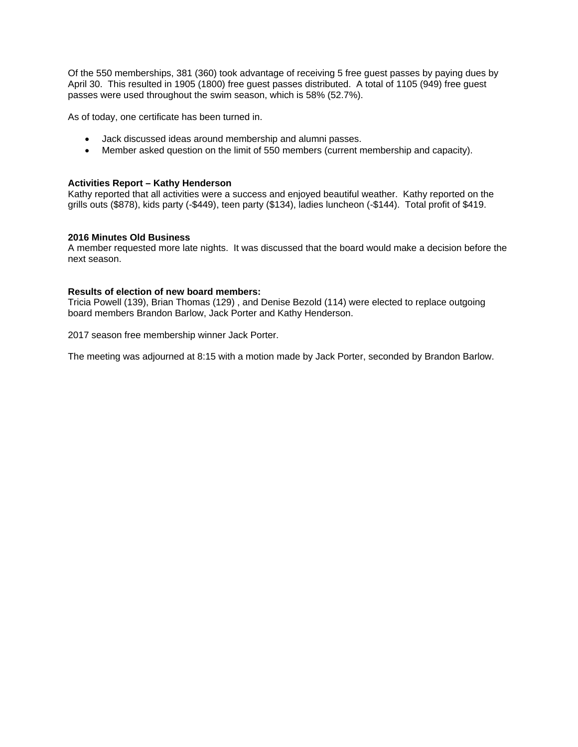Of the 550 memberships, 381 (360) took advantage of receiving 5 free guest passes by paying dues by April 30. This resulted in 1905 (1800) free guest passes distributed. A total of 1105 (949) free guest passes were used throughout the swim season, which is 58% (52.7%).

As of today, one certificate has been turned in.

- Jack discussed ideas around membership and alumni passes.
- Member asked question on the limit of 550 members (current membership and capacity).

**Activities Report – Kathy Henderson**
Kathy reported that all activities were a success and enjoyed beautiful weather. Kathy reported on the grills outs ($878), kids party (-$449), teen party ($134), ladies luncheon (-$144). Total profit of $419.

**2016 Minutes Old Business**
A member requested more late nights. It was discussed that the board would make a decision before the next season.

**Results of election of new board members:**
Tricia Powell (139), Brian Thomas (129) , and Denise Bezold (114) were elected to replace outgoing board members Brandon Barlow, Jack Porter and Kathy Henderson.

2017 season free membership winner Jack Porter.

The meeting was adjourned at 8:15 with a motion made by Jack Porter, seconded by Brandon Barlow.